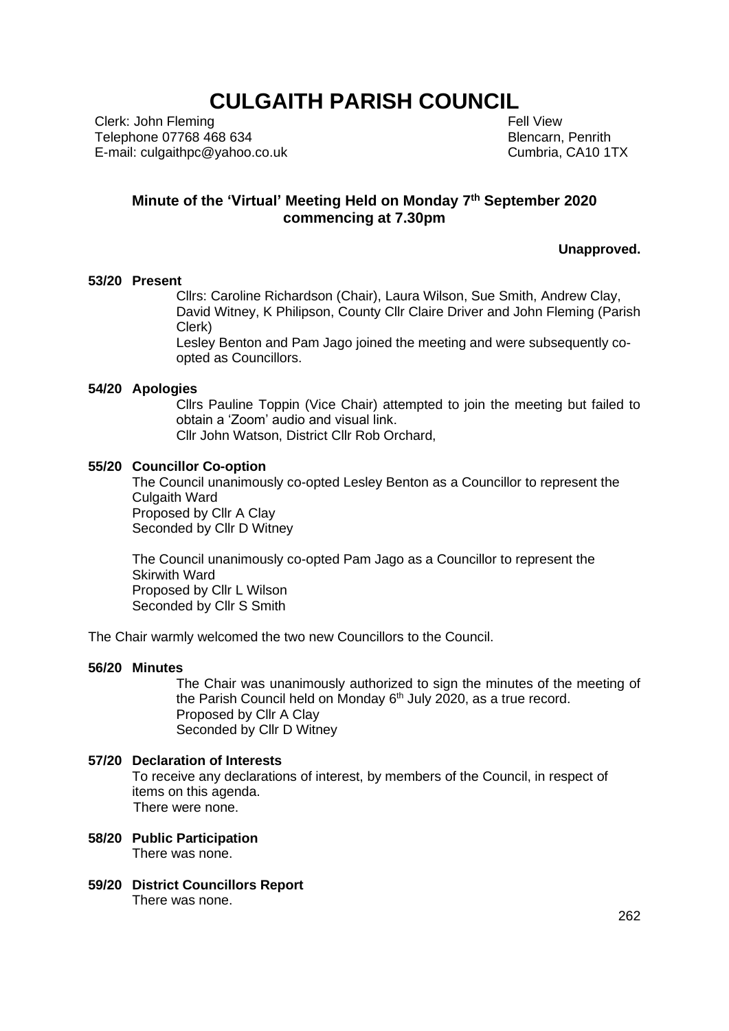# CULGAITH PARISH COUNCIL

Clerk: John Fleming
Telephone 07768 468 634
E-mail: culgaithpc@yahoo.co.uk

Fell View
Blencarn, Penrith
Cumbria, CA10 1TX

## Minute of the 'Virtual' Meeting Held on Monday 7th September 2020 commencing at 7.30pm

**Unapproved.**

**53/20 Present**

Cllrs: Caroline Richardson (Chair), Laura Wilson, Sue Smith, Andrew Clay, David Witney, K Philipson, County Cllr Claire Driver and John Fleming (Parish Clerk)

Lesley Benton and Pam Jago joined the meeting and were subsequently co-opted as Councillors.

**54/20 Apologies**

Cllrs Pauline Toppin (Vice Chair) attempted to join the meeting but failed to obtain a 'Zoom' audio and visual link.

Cllr John Watson, District Cllr Rob Orchard,

**55/20 Councillor Co-option**

The Council unanimously co-opted Lesley Benton as a Councillor to represent the Culgaith Ward
Proposed by Cllr A Clay
Seconded by Cllr D Witney

The Council unanimously co-opted Pam Jago as a Councillor to represent the Skirwith Ward
Proposed by Cllr L Wilson
Seconded by Cllr S Smith

The Chair warmly welcomed the two new Councillors to the Council.

**56/20 Minutes**

The Chair was unanimously authorized to sign the minutes of the meeting of the Parish Council held on Monday 6th July 2020, as a true record.
Proposed by Cllr A Clay
Seconded by Cllr D Witney

**57/20 Declaration of Interests**

To receive any declarations of interest, by members of the Council, in respect of items on this agenda.
There were none.

**58/20 Public Participation**

There was none.

**59/20 District Councillors Report**

There was none.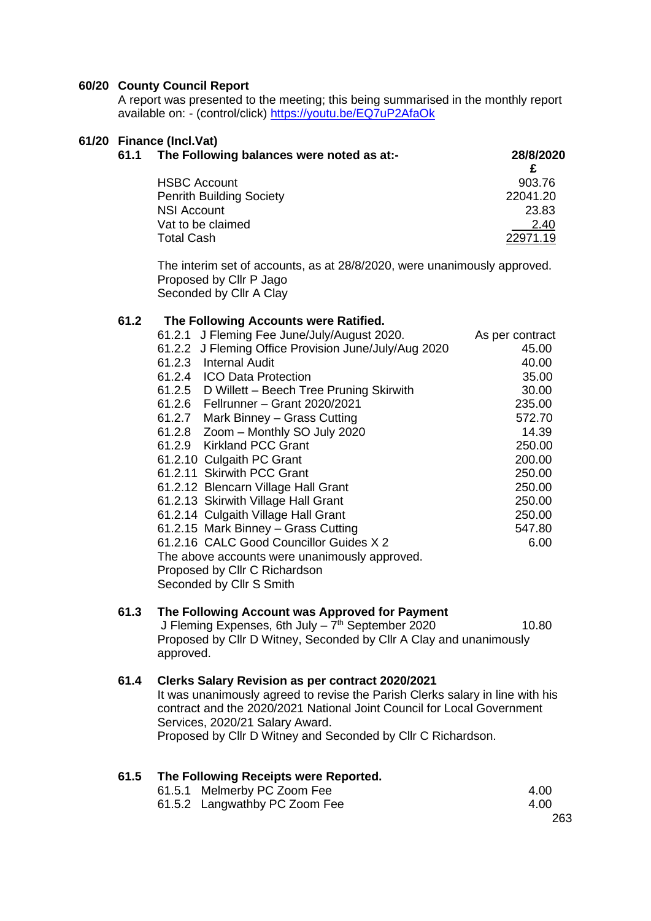**60/20 County Council Report**

A report was presented to the meeting; this being summarised in the monthly report available on: - (control/click) https://youtu.be/EQ7uP2AfaOk

**61/20 Finance (Incl.Vat)**

**61.1 The Following balances were noted as at:-**

| | 28/8/2020 £ |
|---|---|
| HSBC Account | 903.76 |
| Penrith Building Society | 22041.20 |
| NSI Account | 23.83 |
| Vat to be claimed | 2.40 |
| Total Cash | 22971.19 |

The interim set of accounts, as at 28/8/2020, were unanimously approved.
Proposed by Cllr P Jago
Seconded by Cllr A Clay

**61.2 The Following Accounts were Ratified.**

| | | |
|---|---|---|
| 61.2.1 | J Fleming Fee June/July/August 2020. | As per contract |
| 61.2.2 | J Fleming Office Provision June/July/Aug 2020 | 45.00 |
| 61.2.3 | Internal Audit | 40.00 |
| 61.2.4 | ICO Data Protection | 35.00 |
| 61.2.5 | D Willett – Beech Tree Pruning Skirwith | 30.00 |
| 61.2.6 | Fellrunner – Grant 2020/2021 | 235.00 |
| 61.2.7 | Mark Binney – Grass Cutting | 572.70 |
| 61.2.8 | Zoom – Monthly SO July 2020 | 14.39 |
| 61.2.9 | Kirkland PCC Grant | 250.00 |
| 61.2.10 | Culgaith PC Grant | 200.00 |
| 61.2.11 | Skirwith PCC Grant | 250.00 |
| 61.2.12 | Blencarn Village Hall Grant | 250.00 |
| 61.2.13 | Skirwith Village Hall Grant | 250.00 |
| 61.2.14 | Culgaith Village Hall Grant | 250.00 |
| 61.2.15 | Mark Binney – Grass Cutting | 547.80 |
| 61.2.16 | CALC Good Councillor Guides X 2 | 6.00 |

The above accounts were unanimously approved.
Proposed by Cllr C Richardson
Seconded by Cllr S Smith

**61.3 The Following Account was Approved for Payment**

J Fleming Expenses, 6th July – 7th September 2020 10.80

Proposed by Cllr D Witney, Seconded by Cllr A Clay and unanimously approved.

**61.4 Clerks Salary Revision as per contract 2020/2021**

It was unanimously agreed to revise the Parish Clerks salary in line with his contract and the 2020/2021 National Joint Council for Local Government Services, 2020/21 Salary Award.
Proposed by Cllr D Witney and Seconded by Cllr C Richardson.

**61.5 The Following Receipts were Reported.**

| | | |
|---|---|---|
| 61.5.1 | Melmerby PC Zoom Fee | 4.00 |
| 61.5.2 | Langwathby PC Zoom Fee | 4.00 |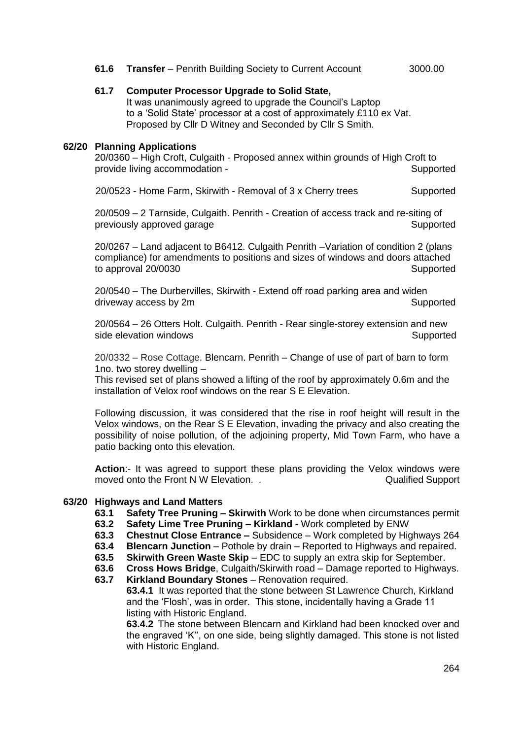**61.6 Transfer** – Penrith Building Society to Current Account 3000.00

**61.7 Computer Processor Upgrade to Solid State,**
It was unanimously agreed to upgrade the Council's Laptop to a 'Solid State' processor at a cost of approximately £110 ex Vat. Proposed by Cllr D Witney and Seconded by Cllr S Smith.

**62/20 Planning Applications**

20/0360 – High Croft, Culgaith - Proposed annex within grounds of High Croft to provide living accommodation - Supported

20/0523 - Home Farm, Skirwith - Removal of 3 x Cherry trees Supported

20/0509 – 2 Tarnside, Culgaith. Penrith - Creation of access track and re-siting of previously approved garage Supported

20/0267 – Land adjacent to B6412. Culgaith Penrith –Variation of condition 2 (plans compliance) for amendments to positions and sizes of windows and doors attached to approval 20/0030 Supported

20/0540 – The Durbervilles, Skirwith - Extend off road parking area and widen driveway access by 2m Supported

20/0564 – 26 Otters Holt. Culgaith. Penrith - Rear single-storey extension and new side elevation windows Supported

20/0332 – Rose Cottage. Blencarn. Penrith – Change of use of part of barn to form 1no. two storey dwelling –
This revised set of plans showed a lifting of the roof by approximately 0.6m and the installation of Velox roof windows on the rear S E Elevation.

Following discussion, it was considered that the rise in roof height will result in the Velox windows, on the Rear S E Elevation, invading the privacy and also creating the possibility of noise pollution, of the adjoining property, Mid Town Farm, who have a patio backing onto this elevation.

**Action**:- It was agreed to support these plans providing the Velox windows were moved onto the Front N W Elevation. . Qualified Support

**63/20 Highways and Land Matters**

**63.1 Safety Tree Pruning – Skirwith** Work to be done when circumstances permit
**63.2 Safety Lime Tree Pruning – Kirkland -** Work completed by ENW
**63.3 Chestnut Close Entrance –** Subsidence – Work completed by Highways 264
**63.4 Blencarn Junction** – Pothole by drain – Reported to Highways and repaired.
**63.5 Skirwith Green Waste Skip** – EDC to supply an extra skip for September.
**63.6 Cross Hows Bridge**, Culgaith/Skirwith road – Damage reported to Highways.
**63.7 Kirkland Boundary Stones** – Renovation required.

**63.4.1** It was reported that the stone between St Lawrence Church, Kirkland and the 'Flosh', was in order. This stone, incidentally having a Grade 11 listing with Historic England.

**63.4.2** The stone between Blencarn and Kirkland had been knocked over and the engraved 'K'', on one side, being slightly damaged. This stone is not listed with Historic England.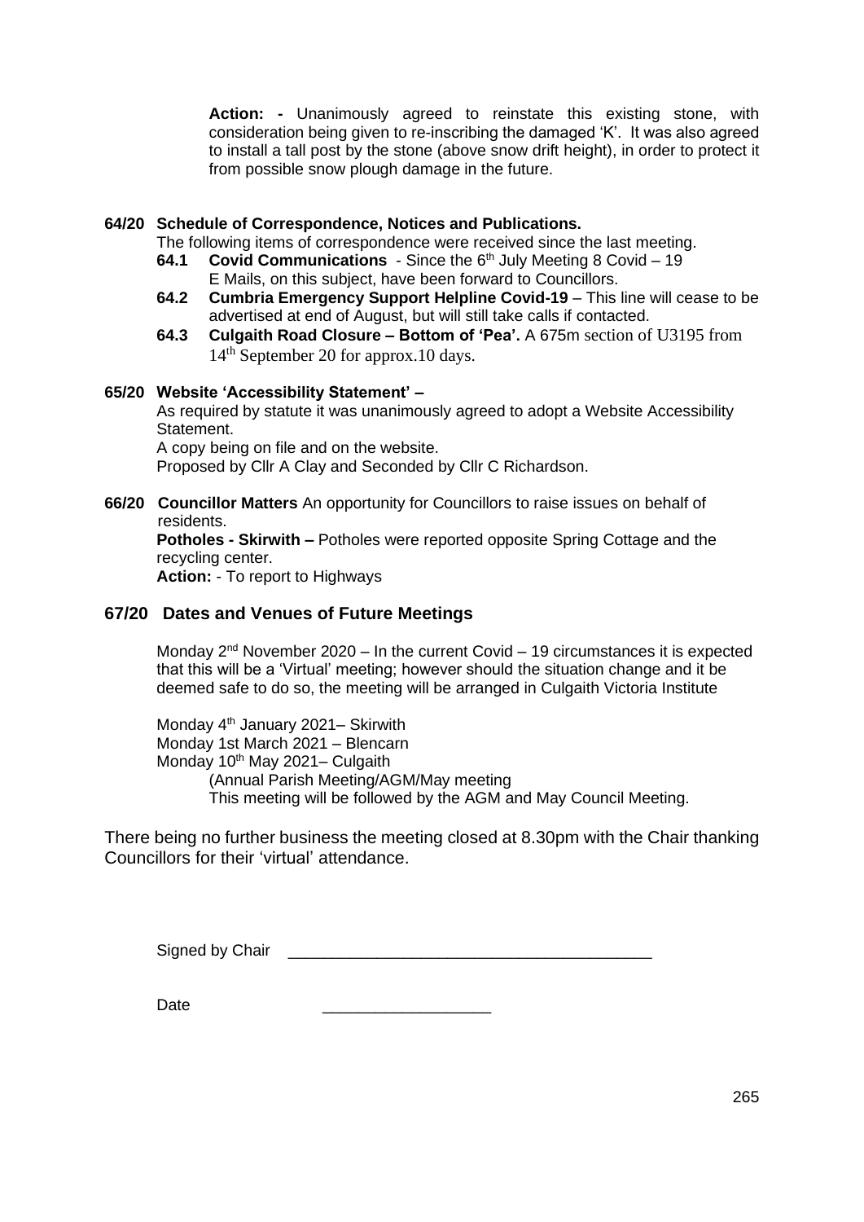**Action: -** Unanimously agreed to reinstate this existing stone, with consideration being given to re-inscribing the damaged 'K'. It was also agreed to install a tall post by the stone (above snow drift height), in order to protect it from possible snow plough damage in the future.

**64/20 Schedule of Correspondence, Notices and Publications.**

The following items of correspondence were received since the last meeting.

**64.1 Covid Communications** - Since the 6th July Meeting 8 Covid – 19 E Mails, on this subject, have been forward to Councillors.

**64.2 Cumbria Emergency Support Helpline Covid-19** – This line will cease to be advertised at end of August, but will still take calls if contacted.

**64.3 Culgaith Road Closure – Bottom of 'Pea'.** A 675m section of U3195 from 14th September 20 for approx.10 days.

**65/20 Website 'Accessibility Statement' –**

As required by statute it was unanimously agreed to adopt a Website Accessibility Statement.

A copy being on file and on the website.

Proposed by Cllr A Clay and Seconded by Cllr C Richardson.

**66/20 Councillor Matters** An opportunity for Councillors to raise issues on behalf of residents.

**Potholes - Skirwith –** Potholes were reported opposite Spring Cottage and the recycling center.

**Action:** - To report to Highways

## 67/20 Dates and Venues of Future Meetings

Monday 2nd November 2020 – In the current Covid – 19 circumstances it is expected that this will be a 'Virtual' meeting; however should the situation change and it be deemed safe to do so, the meeting will be arranged in Culgaith Victoria Institute

Monday 4th January 2021– Skirwith
Monday 1st March 2021 – Blencarn
Monday 10th May 2021– Culgaith
(Annual Parish Meeting/AGM/May meeting
This meeting will be followed by the AGM and May Council Meeting.

There being no further business the meeting closed at 8.30pm with the Chair thanking Councillors for their 'virtual' attendance.

Signed by Chair \_\_\_\_\_\_\_\_\_\_\_\_\_\_\_\_\_\_\_\_\_\_\_\_\_\_\_\_\_\_\_\_\_\_\_\_\_\_\_\_

Date \_\_\_\_\_\_\_\_\_\_\_\_\_\_\_\_\_\_\_